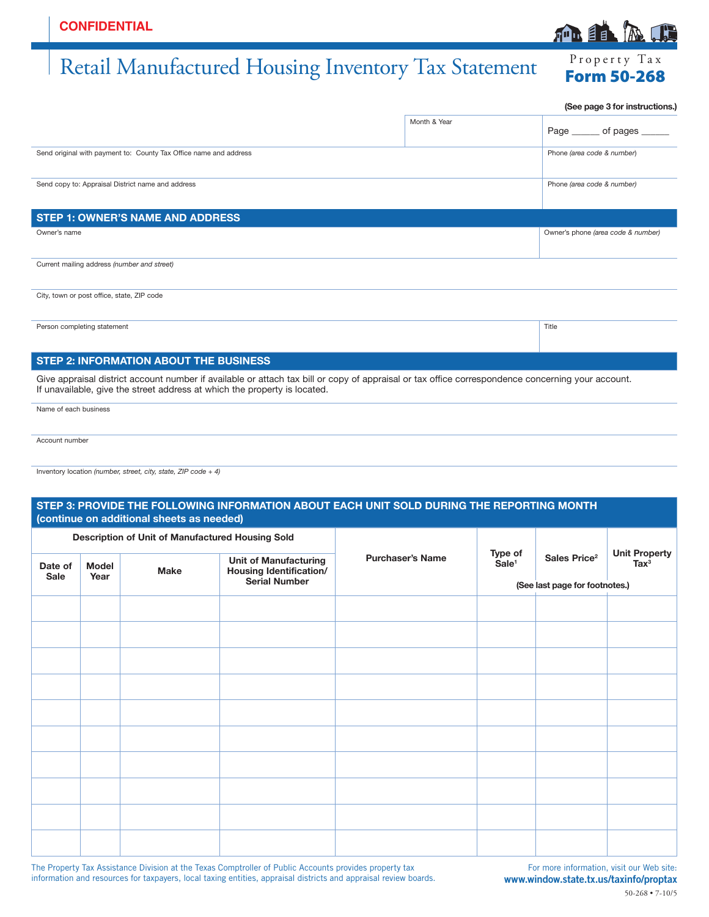**CONFIDENTIAL**

# Retail Manufactured Housing Inventory Tax Statement

Property Tax
**Form 50-268**

**(See page 3 for instructions.)**

| | Month & Year | Page ______ of pages ______ |
|---|---|---|
| Send original with payment to: County Tax Office name and address | | Phone *(area code & number)* |
| Send copy to: Appraisal District name and address | | Phone *(area code & number)* |

## STEP 1: OWNER'S NAME AND ADDRESS

| | |
|---|---|
| Owner's name | Owner's phone *(area code & number)* |
| Current mailing address *(number and street)* | |
| City, town or post office, state, ZIP code | |
| Person completing statement | Title |

## STEP 2: INFORMATION ABOUT THE BUSINESS

Give appraisal district account number if available or attach tax bill or copy of appraisal or tax office correspondence concerning your account. If unavailable, give the street address at which the property is located.

Name of each business

Account number

Inventory location *(number, street, city, state, ZIP code + 4)*

## STEP 3: PROVIDE THE FOLLOWING INFORMATION ABOUT EACH UNIT SOLD DURING THE REPORTING MONTH (continue on additional sheets as needed)

| Description of Unit of Manufactured Housing Sold | | | | Purchaser's Name | Type of Sale[1] | Sales Price[2] | Unit Property Tax[3] |
|---|---|---|---|---|---|---|---|
| Date of Sale | Model Year | Make | Unit of Manufacturing Housing Identification/ Serial Number | | (See last page for footnotes.) | | |
| | | | | | | | |
| | | | | | | | |
| | | | | | | | |
| | | | | | | | |
| | | | | | | | |
| | | | | | | | |
| | | | | | | | |
| | | | | | | | |
| | | | | | | | |
| | | | | | | | |

The Property Tax Assistance Division at the Texas Comptroller of Public Accounts provides property tax information and resources for taxpayers, local taxing entities, appraisal districts and appraisal review boards.

For more information, visit our Web site: **www.window.state.tx.us/taxinfo/proptax**

50-268 • 7-10/5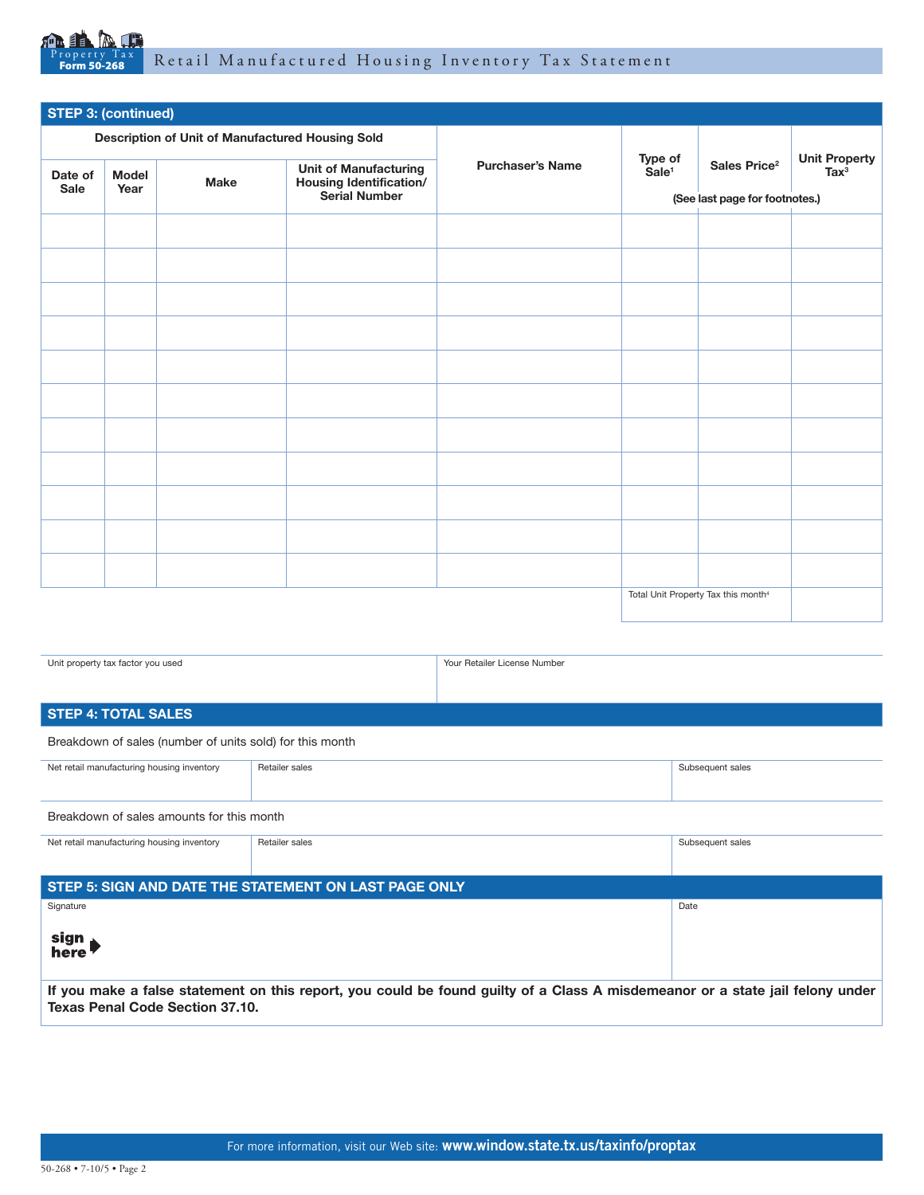## STEP 3: (continued)

| Description of Unit of Manufactured Housing Sold | | | | Purchaser's Name | Type of Sale[1] | Sales Price[2] | Unit Property Tax[3] |
|---|---|---|---|---|---|---|---|
| Date of Sale | Model Year | Make | Unit of Manufacturing Housing Identification/ Serial Number | | (See last page for footnotes.) | | |
| | | | | | | | |
| | | | | | | | |
| | | | | | | | |
| | | | | | | | |
| | | | | | | | |
| | | | | | | | |
| | | | | | | | |
| | | | | | | | |
| | | | | | | | |
| | | | | | | | |
| | | | | | | | |
| | | | | | Total Unit Property Tax this month[4] | | |

| Unit property tax factor you used | Your Retailer License Number |
|---|---|
| | |

## STEP 4: TOTAL SALES

Breakdown of sales (number of units sold) for this month

| Net retail manufacturing housing inventory | Retailer sales | Subsequent sales |
|---|---|---|
| | | |

Breakdown of sales amounts for this month

| Net retail manufacturing housing inventory | Retailer sales | Subsequent sales |
|---|---|---|
| | | |

## STEP 5: SIGN AND DATE THE STATEMENT ON LAST PAGE ONLY

| Signature | Date |
|---|---|
| sign here | |

**If you make a false statement on this report, you could be found guilty of a Class A misdemeanor or a state jail felony under Texas Penal Code Section 37.10.**

For more information, visit our Web site: **www.window.state.tx.us/taxinfo/proptax**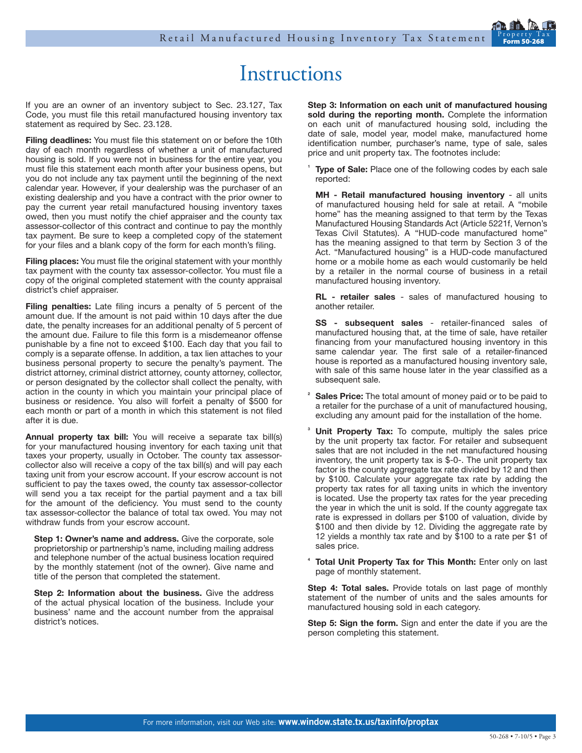# Instructions

If you are an owner of an inventory subject to Sec. 23.127, Tax Code, you must file this retail manufactured housing inventory tax statement as required by Sec. 23.128.

**Filing deadlines:** You must file this statement on or before the 10th day of each month regardless of whether a unit of manufactured housing is sold. If you were not in business for the entire year, you must file this statement each month after your business opens, but you do not include any tax payment until the beginning of the next calendar year. However, if your dealership was the purchaser of an existing dealership and you have a contract with the prior owner to pay the current year retail manufactured housing inventory taxes owed, then you must notify the chief appraiser and the county tax assessor-collector of this contract and continue to pay the monthly tax payment. Be sure to keep a completed copy of the statement for your files and a blank copy of the form for each month's filing.

**Filing places:** You must file the original statement with your monthly tax payment with the county tax assessor-collector. You must file a copy of the original completed statement with the county appraisal district's chief appraiser.

**Filing penalties:** Late filing incurs a penalty of 5 percent of the amount due. If the amount is not paid within 10 days after the due date, the penalty increases for an additional penalty of 5 percent of the amount due. Failure to file this form is a misdemeanor offense punishable by a fine not to exceed $100. Each day that you fail to comply is a separate offense. In addition, a tax lien attaches to your business personal property to secure the penalty's payment. The district attorney, criminal district attorney, county attorney, collector, or person designated by the collector shall collect the penalty, with action in the county in which you maintain your principal place of business or residence. You also will forfeit a penalty of $500 for each month or part of a month in which this statement is not filed after it is due.

**Annual property tax bill:** You will receive a separate tax bill(s) for your manufactured housing inventory for each taxing unit that taxes your property, usually in October. The county tax assessor-collector also will receive a copy of the tax bill(s) and will pay each taxing unit from your escrow account. If your escrow account is not sufficient to pay the taxes owed, the county tax assessor-collector will send you a tax receipt for the partial payment and a tax bill for the amount of the deficiency. You must send to the county tax assessor-collector the balance of total tax owed. You may not withdraw funds from your escrow account.

**Step 1: Owner's name and address.** Give the corporate, sole proprietorship or partnership's name, including mailing address and telephone number of the actual business location required by the monthly statement (not of the owner). Give name and title of the person that completed the statement.

**Step 2: Information about the business.** Give the address of the actual physical location of the business. Include your business' name and the account number from the appraisal district's notices.

**Step 3: Information on each unit of manufactured housing sold during the reporting month.** Complete the information on each unit of manufactured housing sold, including the date of sale, model year, model make, manufactured home identification number, purchaser's name, type of sale, sales price and unit property tax. The footnotes include:

[1] **Type of Sale:** Place one of the following codes by each sale reported:

**MH - Retail manufactured housing inventory** - all units of manufactured housing held for sale at retail. A "mobile home" has the meaning assigned to that term by the Texas Manufactured Housing Standards Act (Article 5221f, Vernon's Texas Civil Statutes). A "HUD-code manufactured home" has the meaning assigned to that term by Section 3 of the Act. "Manufactured housing" is a HUD-code manufactured home or a mobile home as each would customarily be held by a retailer in the normal course of business in a retail manufactured housing inventory.

**RL - retailer sales** - sales of manufactured housing to another retailer.

**SS - subsequent sales** - retailer-financed sales of manufactured housing that, at the time of sale, have retailer financing from your manufactured housing inventory in this same calendar year. The first sale of a retailer-financed house is reported as a manufactured housing inventory sale, with sale of this same house later in the year classified as a subsequent sale.

[2] **Sales Price:** The total amount of money paid or to be paid to a retailer for the purchase of a unit of manufactured housing, excluding any amount paid for the installation of the home.

[3] **Unit Property Tax:** To compute, multiply the sales price by the unit property tax factor. For retailer and subsequent sales that are not included in the net manufactured housing inventory, the unit property tax is $-0-. The unit property tax factor is the county aggregate tax rate divided by 12 and then by $100. Calculate your aggregate tax rate by adding the property tax rates for all taxing units in which the inventory is located. Use the property tax rates for the year preceding the year in which the unit is sold. If the county aggregate tax rate is expressed in dollars per $100 of valuation, divide by $100 and then divide by 12. Dividing the aggregate rate by 12 yields a monthly tax rate and by $100 to a rate per $1 of sales price.

[4] **Total Unit Property Tax for This Month:** Enter only on last page of monthly statement.

**Step 4: Total sales.** Provide totals on last page of monthly statement of the number of units and the sales amounts for manufactured housing sold in each category.

**Step 5: Sign the form.** Sign and enter the date if you are the person completing this statement.

For more information, visit our Web site: **www.window.state.tx.us/taxinfo/proptax**